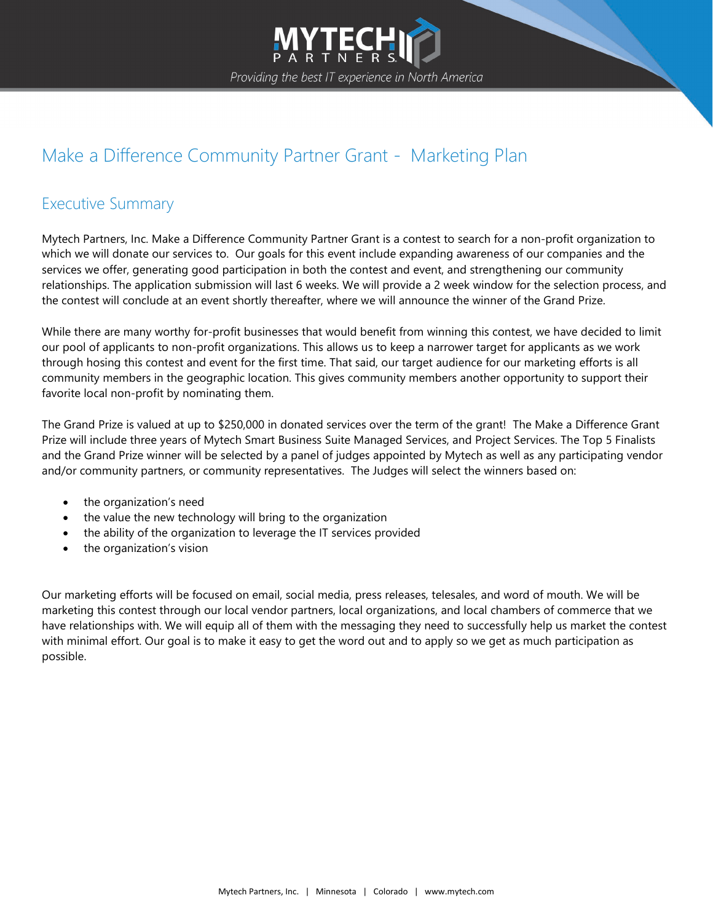# Make a Difference Community Partner Grant - Marketing Plan

## Executive Summary

Mytech Partners, Inc. Make a Difference Community Partner Grant is a contest to search for a non-profit organization to which we will donate our services to. Our goals for this event include expanding awareness of our companies and the services we offer, generating good participation in both the contest and event, and strengthening our community relationships. The application submission will last 6 weeks. We will provide a 2 week window for the selection process, and the contest will conclude at an event shortly thereafter, where we will announce the winner of the Grand Prize.

While there are many worthy for-profit businesses that would benefit from winning this contest, we have decided to limit our pool of applicants to non-profit organizations. This allows us to keep a narrower target for applicants as we work through hosing this contest and event for the first time. That said, our target audience for our marketing efforts is all community members in the geographic location. This gives community members another opportunity to support their favorite local non-profit by nominating them.

The Grand Prize is valued at up to $250,000 in donated services over the term of the grant! The Make a Difference Grant Prize will include three years of Mytech Smart Business Suite Managed Services, and Project Services. The Top 5 Finalists and the Grand Prize winner will be selected by a panel of judges appointed by Mytech as well as any participating vendor and/or community partners, or community representatives. The Judges will select the winners based on:

- the organization's need
- the value the new technology will bring to the organization
- the ability of the organization to leverage the IT services provided
- the organization's vision

Our marketing efforts will be focused on email, social media, press releases, telesales, and word of mouth. We will be marketing this contest through our local vendor partners, local organizations, and local chambers of commerce that we have relationships with. We will equip all of them with the messaging they need to successfully help us market the contest with minimal effort. Our goal is to make it easy to get the word out and to apply so we get as much participation as possible.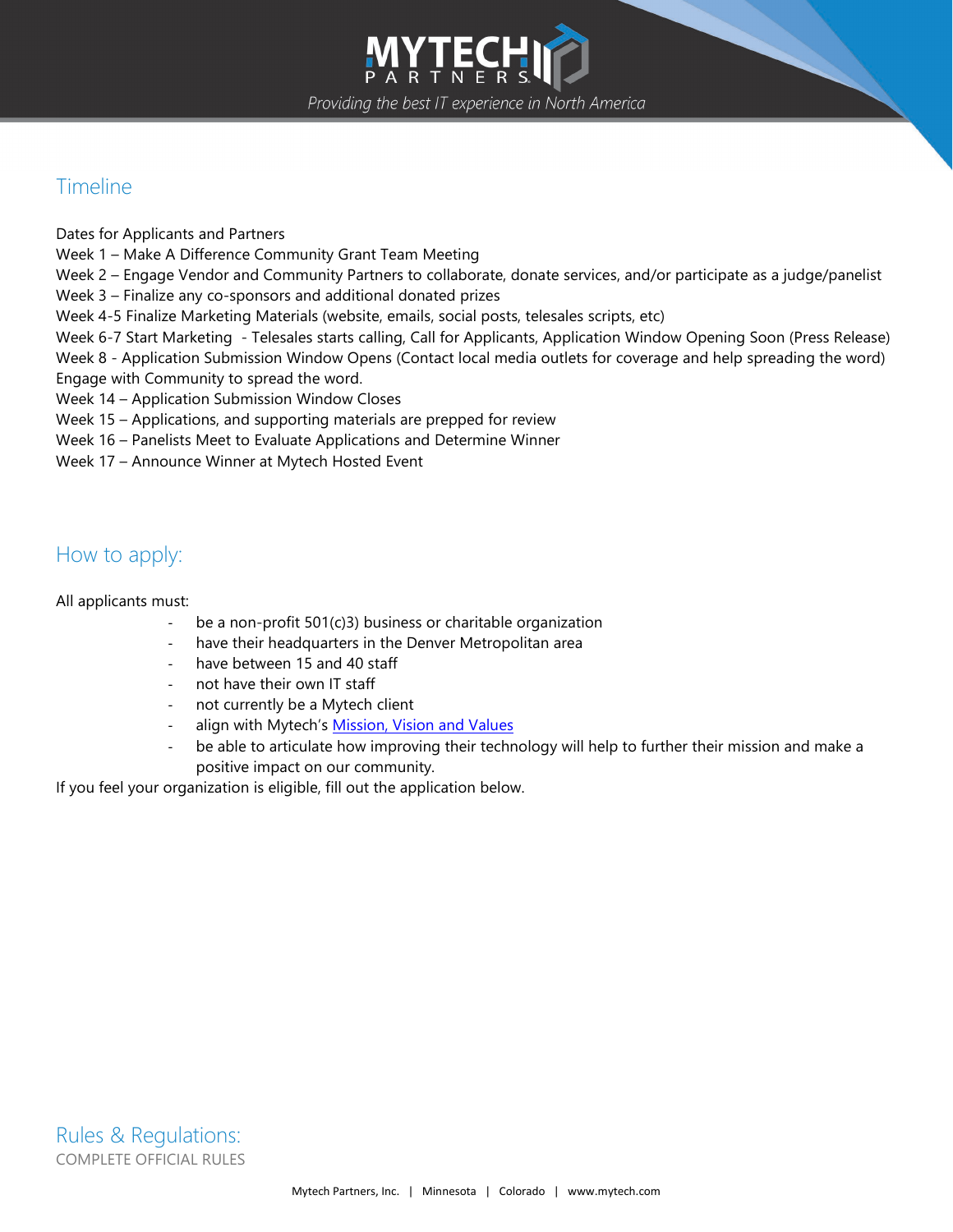## Timeline

Dates for Applicants and Partners
Week 1 – Make A Difference Community Grant Team Meeting
Week 2 – Engage Vendor and Community Partners to collaborate, donate services, and/or participate as a judge/panelist
Week 3 – Finalize any co-sponsors and additional donated prizes
Week 4-5 Finalize Marketing Materials (website, emails, social posts, telesales scripts, etc)
Week 6-7 Start Marketing - Telesales starts calling, Call for Applicants, Application Window Opening Soon (Press Release)
Week 8 - Application Submission Window Opens (Contact local media outlets for coverage and help spreading the word) Engage with Community to spread the word.
Week 14 – Application Submission Window Closes
Week 15 – Applications, and supporting materials are prepped for review
Week 16 – Panelists Meet to Evaluate Applications and Determine Winner
Week 17 – Announce Winner at Mytech Hosted Event

## How to apply:

All applicants must:

- be a non-profit 501(c)3) business or charitable organization
- have their headquarters in the Denver Metropolitan area
- have between 15 and 40 staff
- not have their own IT staff
- not currently be a Mytech client
- align with Mytech's Mission, Vision and Values
- be able to articulate how improving their technology will help to further their mission and make a positive impact on our community.

If you feel your organization is eligible, fill out the application below.

## Rules & Regulations:

COMPLETE OFFICIAL RULES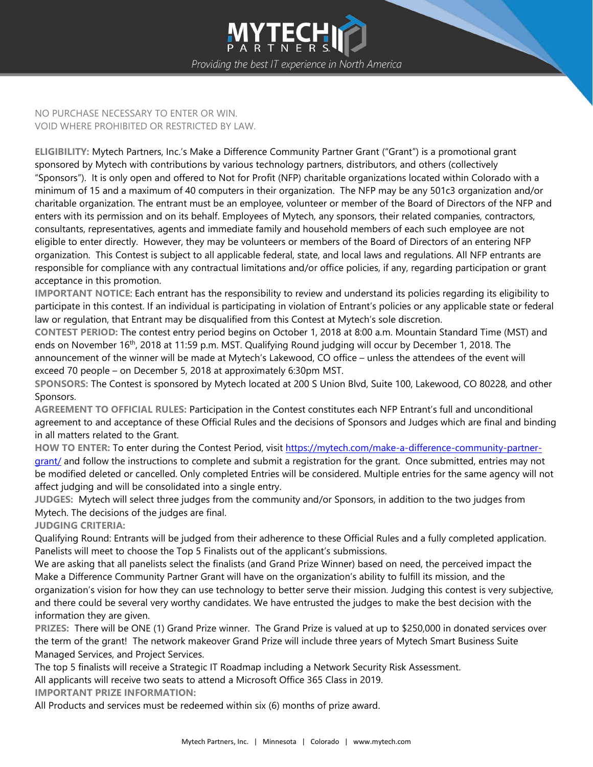NO PURCHASE NECESSARY TO ENTER OR WIN.
VOID WHERE PROHIBITED OR RESTRICTED BY LAW.

**ELIGIBILITY:** Mytech Partners, Inc.'s Make a Difference Community Partner Grant ("Grant") is a promotional grant sponsored by Mytech with contributions by various technology partners, distributors, and others (collectively "Sponsors"). It is only open and offered to Not for Profit (NFP) charitable organizations located within Colorado with a minimum of 15 and a maximum of 40 computers in their organization. The NFP may be any 501c3 organization and/or charitable organization. The entrant must be an employee, volunteer or member of the Board of Directors of the NFP and enters with its permission and on its behalf. Employees of Mytech, any sponsors, their related companies, contractors, consultants, representatives, agents and immediate family and household members of each such employee are not eligible to enter directly. However, they may be volunteers or members of the Board of Directors of an entering NFP organization. This Contest is subject to all applicable federal, state, and local laws and regulations. All NFP entrants are responsible for compliance with any contractual limitations and/or office policies, if any, regarding participation or grant acceptance in this promotion.

**IMPORTANT NOTICE:** Each entrant has the responsibility to review and understand its policies regarding its eligibility to participate in this contest. If an individual is participating in violation of Entrant's policies or any applicable state or federal law or regulation, that Entrant may be disqualified from this Contest at Mytech's sole discretion.

**CONTEST PERIOD:** The contest entry period begins on October 1, 2018 at 8:00 a.m. Mountain Standard Time (MST) and ends on November 16th, 2018 at 11:59 p.m. MST. Qualifying Round judging will occur by December 1, 2018. The announcement of the winner will be made at Mytech's Lakewood, CO office – unless the attendees of the event will exceed 70 people – on December 5, 2018 at approximately 6:30pm MST.

**SPONSORS:** The Contest is sponsored by Mytech located at 200 S Union Blvd, Suite 100, Lakewood, CO 80228, and other Sponsors.

**AGREEMENT TO OFFICIAL RULES:** Participation in the Contest constitutes each NFP Entrant's full and unconditional agreement to and acceptance of these Official Rules and the decisions of Sponsors and Judges which are final and binding in all matters related to the Grant.

**HOW TO ENTER:** To enter during the Contest Period, visit [https://mytech.com/make-a-difference-community-partner-grant/](https://mytech.com/make-a-difference-community-partner-grant/) and follow the instructions to complete and submit a registration for the grant. Once submitted, entries may not be modified deleted or cancelled. Only completed Entries will be considered. Multiple entries for the same agency will not affect judging and will be consolidated into a single entry.

**JUDGES:** Mytech will select three judges from the community and/or Sponsors, in addition to the two judges from Mytech. The decisions of the judges are final.

**JUDGING CRITERIA:**

Qualifying Round: Entrants will be judged from their adherence to these Official Rules and a fully completed application. Panelists will meet to choose the Top 5 Finalists out of the applicant's submissions.

We are asking that all panelists select the finalists (and Grand Prize Winner) based on need, the perceived impact the Make a Difference Community Partner Grant will have on the organization's ability to fulfill its mission, and the organization's vision for how they can use technology to better serve their mission. Judging this contest is very subjective, and there could be several very worthy candidates. We have entrusted the judges to make the best decision with the information they are given.

**PRIZES:** There will be ONE (1) Grand Prize winner. The Grand Prize is valued at up to $250,000 in donated services over the term of the grant! The network makeover Grand Prize will include three years of Mytech Smart Business Suite Managed Services, and Project Services.

The top 5 finalists will receive a Strategic IT Roadmap including a Network Security Risk Assessment.

All applicants will receive two seats to attend a Microsoft Office 365 Class in 2019.

**IMPORTANT PRIZE INFORMATION:**

All Products and services must be redeemed within six (6) months of prize award.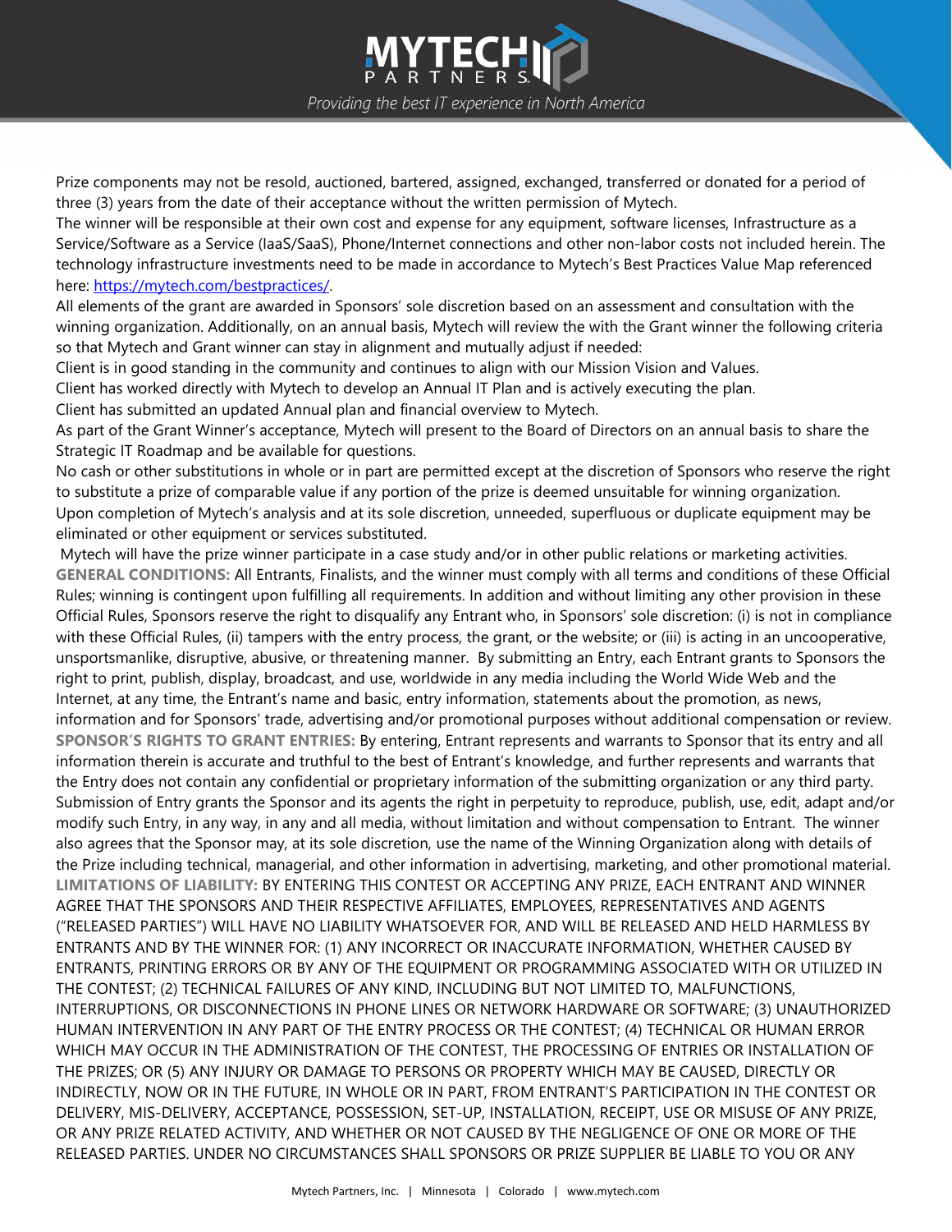Prize components may not be resold, auctioned, bartered, assigned, exchanged, transferred or donated for a period of three (3) years from the date of their acceptance without the written permission of Mytech.

The winner will be responsible at their own cost and expense for any equipment, software licenses, Infrastructure as a Service/Software as a Service (IaaS/SaaS), Phone/Internet connections and other non-labor costs not included herein. The technology infrastructure investments need to be made in accordance to Mytech's Best Practices Value Map referenced here: [https://mytech.com/bestpractices/](https://mytech.com/bestpractices/).

All elements of the grant are awarded in Sponsors' sole discretion based on an assessment and consultation with the winning organization. Additionally, on an annual basis, Mytech will review the with the Grant winner the following criteria so that Mytech and Grant winner can stay in alignment and mutually adjust if needed:

Client is in good standing in the community and continues to align with our Mission Vision and Values.

Client has worked directly with Mytech to develop an Annual IT Plan and is actively executing the plan.

Client has submitted an updated Annual plan and financial overview to Mytech.

As part of the Grant Winner's acceptance, Mytech will present to the Board of Directors on an annual basis to share the Strategic IT Roadmap and be available for questions.

No cash or other substitutions in whole or in part are permitted except at the discretion of Sponsors who reserve the right to substitute a prize of comparable value if any portion of the prize is deemed unsuitable for winning organization.

Upon completion of Mytech's analysis and at its sole discretion, unneeded, superfluous or duplicate equipment may be eliminated or other equipment or services substituted.

Mytech will have the prize winner participate in a case study and/or in other public relations or marketing activities.

**GENERAL CONDITIONS:** All Entrants, Finalists, and the winner must comply with all terms and conditions of these Official Rules; winning is contingent upon fulfilling all requirements. In addition and without limiting any other provision in these Official Rules, Sponsors reserve the right to disqualify any Entrant who, in Sponsors' sole discretion: (i) is not in compliance with these Official Rules, (ii) tampers with the entry process, the grant, or the website; or (iii) is acting in an uncooperative, unsportsmanlike, disruptive, abusive, or threatening manner. By submitting an Entry, each Entrant grants to Sponsors the right to print, publish, display, broadcast, and use, worldwide in any media including the World Wide Web and the Internet, at any time, the Entrant's name and basic, entry information, statements about the promotion, as news, information and for Sponsors' trade, advertising and/or promotional purposes without additional compensation or review.

**SPONSOR'S RIGHTS TO GRANT ENTRIES:** By entering, Entrant represents and warrants to Sponsor that its entry and all information therein is accurate and truthful to the best of Entrant's knowledge, and further represents and warrants that the Entry does not contain any confidential or proprietary information of the submitting organization or any third party. Submission of Entry grants the Sponsor and its agents the right in perpetuity to reproduce, publish, use, edit, adapt and/or modify such Entry, in any way, in any and all media, without limitation and without compensation to Entrant. The winner also agrees that the Sponsor may, at its sole discretion, use the name of the Winning Organization along with details of the Prize including technical, managerial, and other information in advertising, marketing, and other promotional material.

**LIMITATIONS OF LIABILITY:** BY ENTERING THIS CONTEST OR ACCEPTING ANY PRIZE, EACH ENTRANT AND WINNER AGREE THAT THE SPONSORS AND THEIR RESPECTIVE AFFILIATES, EMPLOYEES, REPRESENTATIVES AND AGENTS ("RELEASED PARTIES") WILL HAVE NO LIABILITY WHATSOEVER FOR, AND WILL BE RELEASED AND HELD HARMLESS BY ENTRANTS AND BY THE WINNER FOR: (1) ANY INCORRECT OR INACCURATE INFORMATION, WHETHER CAUSED BY ENTRANTS, PRINTING ERRORS OR BY ANY OF THE EQUIPMENT OR PROGRAMMING ASSOCIATED WITH OR UTILIZED IN THE CONTEST; (2) TECHNICAL FAILURES OF ANY KIND, INCLUDING BUT NOT LIMITED TO, MALFUNCTIONS, INTERRUPTIONS, OR DISCONNECTIONS IN PHONE LINES OR NETWORK HARDWARE OR SOFTWARE; (3) UNAUTHORIZED HUMAN INTERVENTION IN ANY PART OF THE ENTRY PROCESS OR THE CONTEST; (4) TECHNICAL OR HUMAN ERROR WHICH MAY OCCUR IN THE ADMINISTRATION OF THE CONTEST, THE PROCESSING OF ENTRIES OR INSTALLATION OF THE PRIZES; OR (5) ANY INJURY OR DAMAGE TO PERSONS OR PROPERTY WHICH MAY BE CAUSED, DIRECTLY OR INDIRECTLY, NOW OR IN THE FUTURE, IN WHOLE OR IN PART, FROM ENTRANT'S PARTICIPATION IN THE CONTEST OR DELIVERY, MIS-DELIVERY, ACCEPTANCE, POSSESSION, SET-UP, INSTALLATION, RECEIPT, USE OR MISUSE OF ANY PRIZE, OR ANY PRIZE RELATED ACTIVITY, AND WHETHER OR NOT CAUSED BY THE NEGLIGENCE OF ONE OR MORE OF THE RELEASED PARTIES. UNDER NO CIRCUMSTANCES SHALL SPONSORS OR PRIZE SUPPLIER BE LIABLE TO YOU OR ANY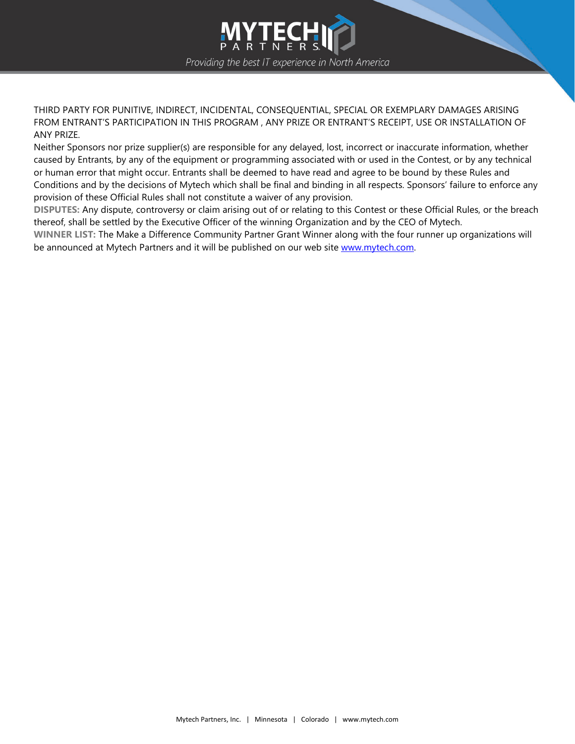THIRD PARTY FOR PUNITIVE, INDIRECT, INCIDENTAL, CONSEQUENTIAL, SPECIAL OR EXEMPLARY DAMAGES ARISING FROM ENTRANT'S PARTICIPATION IN THIS PROGRAM , ANY PRIZE OR ENTRANT'S RECEIPT, USE OR INSTALLATION OF ANY PRIZE.

Neither Sponsors nor prize supplier(s) are responsible for any delayed, lost, incorrect or inaccurate information, whether caused by Entrants, by any of the equipment or programming associated with or used in the Contest, or by any technical or human error that might occur. Entrants shall be deemed to have read and agree to be bound by these Rules and Conditions and by the decisions of Mytech which shall be final and binding in all respects. Sponsors' failure to enforce any provision of these Official Rules shall not constitute a waiver of any provision.

**DISPUTES:** Any dispute, controversy or claim arising out of or relating to this Contest or these Official Rules, or the breach thereof, shall be settled by the Executive Officer of the winning Organization and by the CEO of Mytech.

**WINNER LIST:** The Make a Difference Community Partner Grant Winner along with the four runner up organizations will be announced at Mytech Partners and it will be published on our web site [www.mytech.com](http://www.mytech.com).